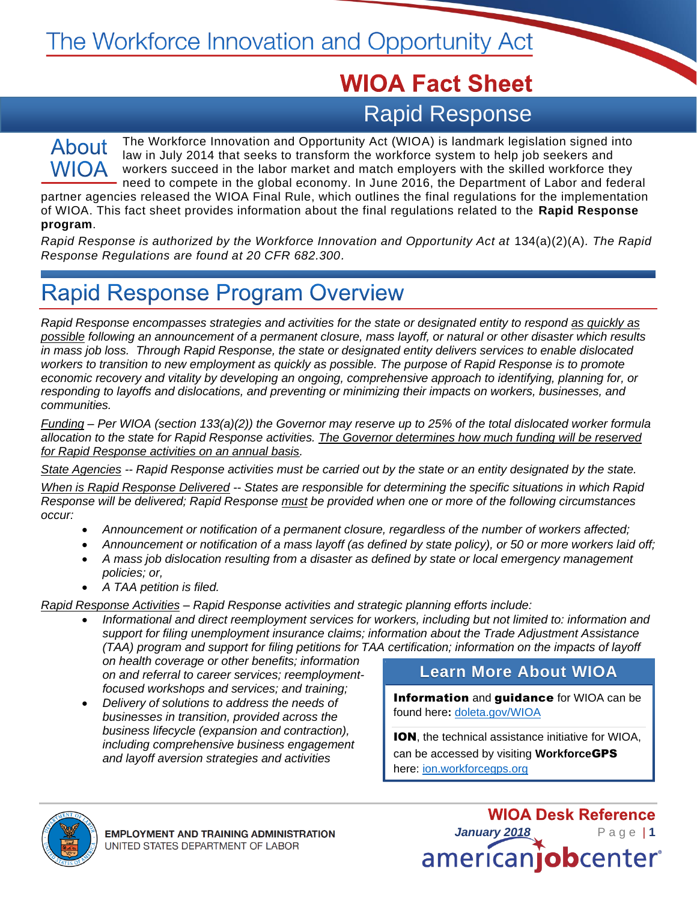# The Workforce Innovation and Opportunity Act

## WIOA Fact Sheet

## Rapid Response

### About WIOA

The Workforce Innovation and Opportunity Act (WIOA) is landmark legislation signed into law in July 2014 that seeks to transform the workforce system to help job seekers and workers succeed in the labor market and match employers with the skilled workforce they need to compete in the global economy. In June 2016, the Department of Labor and federal partner agencies released the WIOA Final Rule, which outlines the final regulations for the implementation of WIOA. This fact sheet provides information about the final regulations related to the **Rapid Response program**.

*Rapid Response is authorized by the Workforce Innovation and Opportunity Act at* 134(a)(2)(A)*. The Rapid Response Regulations are found at 20 CFR 682.300*.

## Rapid Response Program Overview

*Rapid Response encompasses strategies and activities for the state or designated entity to respond as quickly as possible following an announcement of a permanent closure, mass layoff, or natural or other disaster which results in mass job loss. Through Rapid Response, the state or designated entity delivers services to enable dislocated workers to transition to new employment as quickly as possible. The purpose of Rapid Response is to promote economic recovery and vitality by developing an ongoing, comprehensive approach to identifying, planning for, or responding to layoffs and dislocations, and preventing or minimizing their impacts on workers, businesses, and communities.*

*Funding – Per WIOA (section 133(a)(2)) the Governor may reserve up to 25% of the total dislocated worker formula allocation to the state for Rapid Response activities. The Governor determines how much funding will be reserved for Rapid Response activities on an annual basis.*

*State Agencies -- Rapid Response activities must be carried out by the state or an entity designated by the state.*

*When is Rapid Response Delivered -- States are responsible for determining the specific situations in which Rapid Response will be delivered; Rapid Response must be provided when one or more of the following circumstances occur:*

- *Announcement or notification of a permanent closure, regardless of the number of workers affected;*
- *Announcement or notification of a mass layoff (as defined by state policy), or 50 or more workers laid off;*
- *A mass job dislocation resulting from a disaster as defined by state or local emergency management policies; or,*
- *A TAA petition is filed.*

*Rapid Response Activities – Rapid Response activities and strategic planning efforts include:*

- *Informational and direct reemployment services for workers, including but not limited to: information and support for filing unemployment insurance claims; information about the Trade Adjustment Assistance (TAA) program and support for filing petitions for TAA certification; information on the impacts of layoff on health coverage or other benefits; information on and referral to career services; reemployment-focused workshops and services; and training;*
- *Delivery of solutions to address the needs of businesses in transition, provided across the business lifecycle (expansion and contraction), including comprehensive business engagement and layoff aversion strategies and activities*

### Learn More About WIOA

**Information** and **guidance** for WIOA can be found here**:** doleta.gov/WIOA

**ION**, the technical assistance initiative for WIOA, can be accessed by visiting **WorkforceGPS** here: ion.workforcegps.org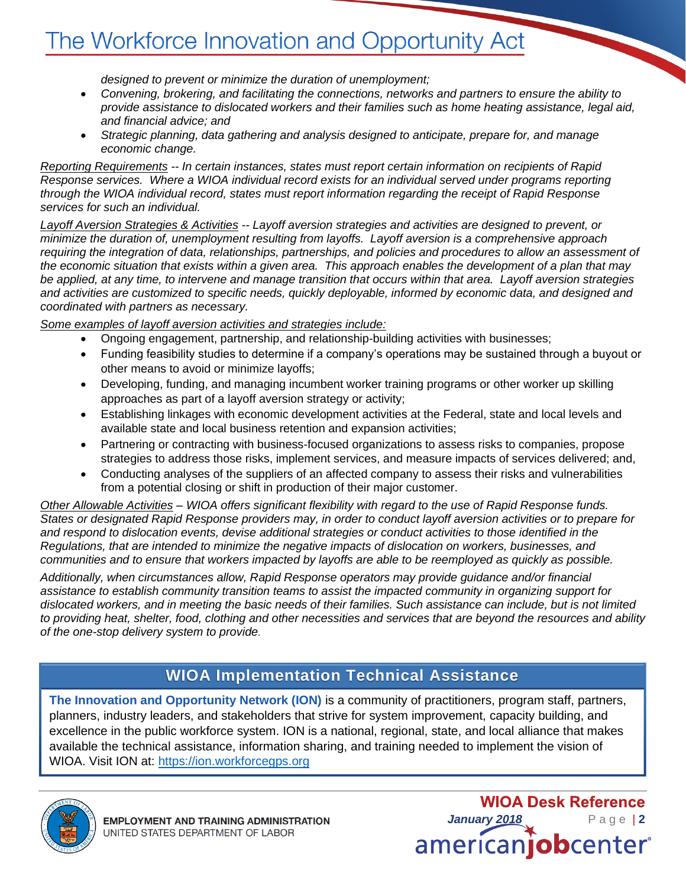*designed to prevent or minimize the duration of unemployment;*

- *Convening, brokering, and facilitating the connections, networks and partners to ensure the ability to provide assistance to dislocated workers and their families such as home heating assistance, legal aid, and financial advice; and*
- *Strategic planning, data gathering and analysis designed to anticipate, prepare for, and manage economic change.*

*<u>Reporting Requirements</u> -- In certain instances, states must report certain information on recipients of Rapid Response services. Where a WIOA individual record exists for an individual served under programs reporting through the WIOA individual record, states must report information regarding the receipt of Rapid Response services for such an individual.*

*<u>Layoff Aversion Strategies & Activities</u> -- Layoff aversion strategies and activities are designed to prevent, or minimize the duration of, unemployment resulting from layoffs. Layoff aversion is a comprehensive approach requiring the integration of data, relationships, partnerships, and policies and procedures to allow an assessment of the economic situation that exists within a given area. This approach enables the development of a plan that may be applied, at any time, to intervene and manage transition that occurs within that area. Layoff aversion strategies and activities are customized to specific needs, quickly deployable, informed by economic data, and designed and coordinated with partners as necessary.*

*<u>Some examples of layoff aversion activities and strategies include:</u>*

- Ongoing engagement, partnership, and relationship-building activities with businesses;
- Funding feasibility studies to determine if a company's operations may be sustained through a buyout or other means to avoid or minimize layoffs;
- Developing, funding, and managing incumbent worker training programs or other worker up skilling approaches as part of a layoff aversion strategy or activity;
- Establishing linkages with economic development activities at the Federal, state and local levels and available state and local business retention and expansion activities;
- Partnering or contracting with business-focused organizations to assess risks to companies, propose strategies to address those risks, implement services, and measure impacts of services delivered; and,
- Conducting analyses of the suppliers of an affected company to assess their risks and vulnerabilities from a potential closing or shift in production of their major customer.

*<u>Other Allowable Activities</u> – WIOA offers significant flexibility with regard to the use of Rapid Response funds. States or designated Rapid Response providers may, in order to conduct layoff aversion activities or to prepare for and respond to dislocation events, devise additional strategies or conduct activities to those identified in the Regulations, that are intended to minimize the negative impacts of dislocation on workers, businesses, and communities and to ensure that workers impacted by layoffs are able to be reemployed as quickly as possible.*

*Additionally, when circumstances allow, Rapid Response operators may provide guidance and/or financial assistance to establish community transition teams to assist the impacted community in organizing support for dislocated workers, and in meeting the basic needs of their families. Such assistance can include, but is not limited to providing heat, shelter, food, clothing and other necessities and services that are beyond the resources and ability of the one-stop delivery system to provide.*

## WIOA Implementation Technical Assistance

**The Innovation and Opportunity Network (ION)** is a community of practitioners, program staff, partners, planners, industry leaders, and stakeholders that strive for system improvement, capacity building, and excellence in the public workforce system. ION is a national, regional, state, and local alliance that makes available the technical assistance, information sharing, and training needed to implement the vision of WIOA. Visit ION at: https://ion.workforcegps.org